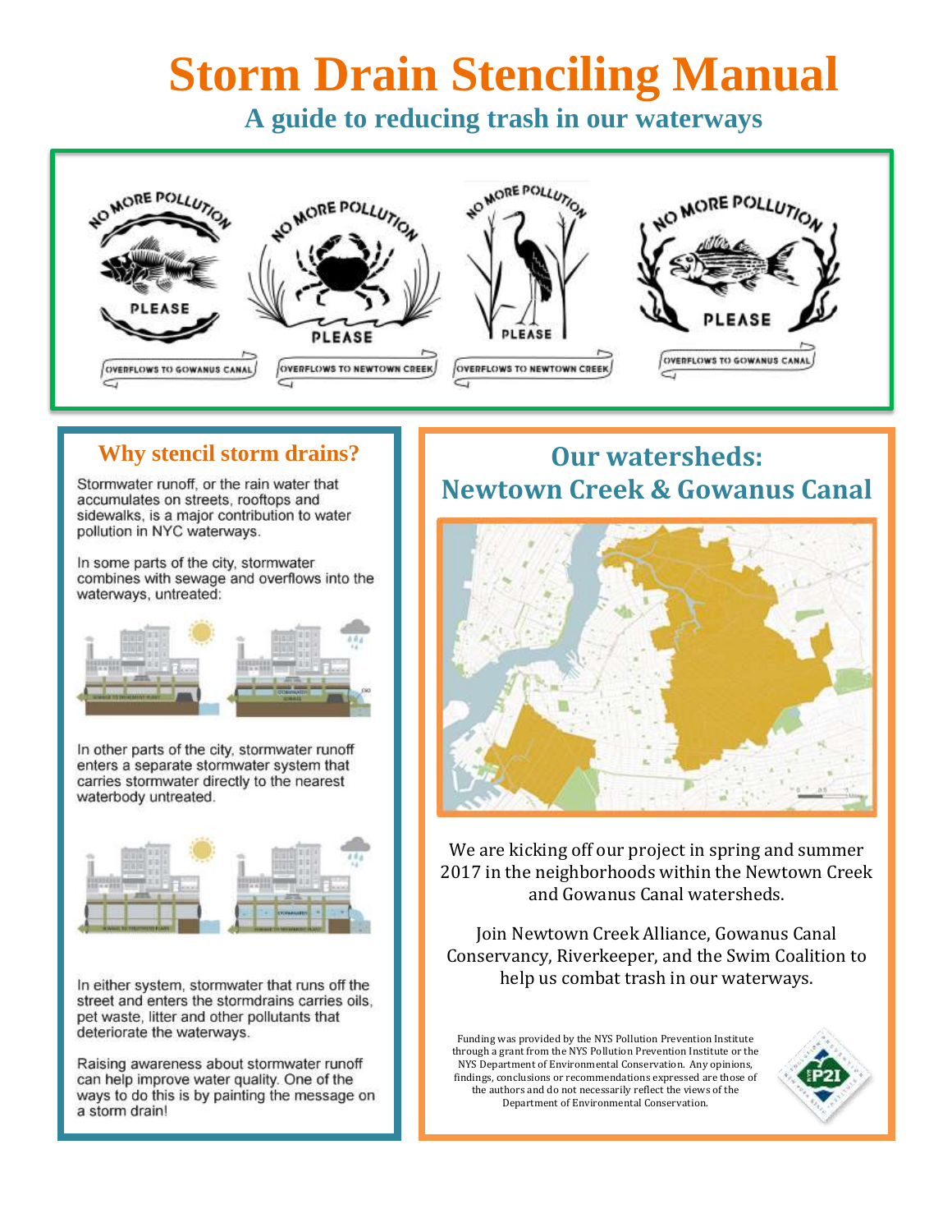# Storm Drain Stenciling Manual

## A guide to reducing trash in our waterways

## Why stencil storm drains?

Stormwater runoff, or the rain water that accumulates on streets, rooftops and sidewalks, is a major contribution to water pollution in NYC waterways.

In some parts of the city, stormwater combines with sewage and overflows into the waterways, untreated:

In other parts of the city, stormwater runoff enters a separate stormwater system that carries stormwater directly to the nearest waterbody untreated.

In either system, stormwater that runs off the street and enters the stormdrains carries oils, pet waste, litter and other pollutants that deteriorate the waterways.

Raising awareness about stormwater runoff can help improve water quality. One of the ways to do this is by painting the message on a storm drain!

## Our watersheds: Newtown Creek & Gowanus Canal

We are kicking off our project in spring and summer 2017 in the neighborhoods within the Newtown Creek and Gowanus Canal watersheds.

Join Newtown Creek Alliance, Gowanus Canal Conservancy, Riverkeeper, and the Swim Coalition to help us combat trash in our waterways.

Funding was provided by the NYS Pollution Prevention Institute through a grant from the NYS Pollution Prevention Institute or the NYS Department of Environmental Conservation. Any opinions, findings, conclusions or recommendations expressed are those of the authors and do not necessarily reflect the views of the Department of Environmental Conservation.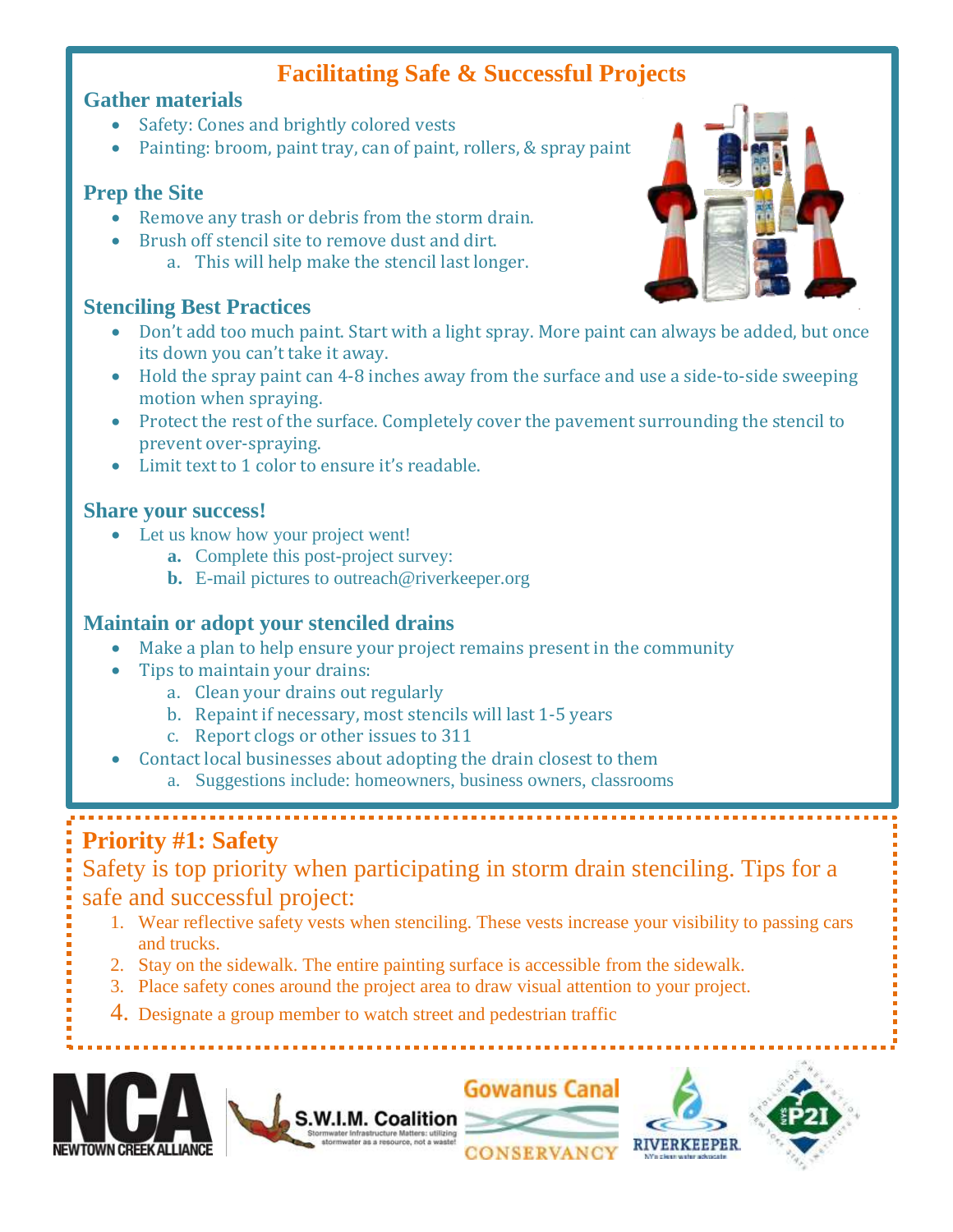# Facilitating Safe & Successful Projects

## Gather materials

- Safety: Cones and brightly colored vests
- Painting: broom, paint tray, can of paint, rollers, & spray paint

## Prep the Site

- Remove any trash or debris from the storm drain.
- Brush off stencil site to remove dust and dirt.
  a. This will help make the stencil last longer.

## Stenciling Best Practices

- Don't add too much paint. Start with a light spray. More paint can always be added, but once its down you can't take it away.
- Hold the spray paint can 4-8 inches away from the surface and use a side-to-side sweeping motion when spraying.
- Protect the rest of the surface. Completely cover the pavement surrounding the stencil to prevent over-spraying.
- Limit text to 1 color to ensure it's readable.

## Share your success!

- Let us know how your project went!
  **a.** Complete this post-project survey:
  **b.** E-mail pictures to outreach@riverkeeper.org

## Maintain or adopt your stenciled drains

- Make a plan to help ensure your project remains present in the community
- Tips to maintain your drains:
  a. Clean your drains out regularly
  b. Repaint if necessary, most stencils will last 1-5 years
  c. Report clogs or other issues to 311
- Contact local businesses about adopting the drain closest to them
  a. Suggestions include: homeowners, business owners, classrooms

## Priority #1: Safety

Safety is top priority when participating in storm drain stenciling. Tips for a safe and successful project:

1. Wear reflective safety vests when stenciling. These vests increase your visibility to passing cars and trucks.
2. Stay on the sidewalk. The entire painting surface is accessible from the sidewalk.
3. Place safety cones around the project area to draw visual attention to your project.
4. Designate a group member to watch street and pedestrian traffic

NCA NEWTOWN CREEK ALLIANCE

S.W.I.M. Coalition — Stormwater Infrastructure Matters: utilizing stormwater as a resource, not a waste!

Gowanus Canal Conservancy

RIVERKEEPER — NY's clean water advocate

P2I — New York State Pollution Prevention Institute